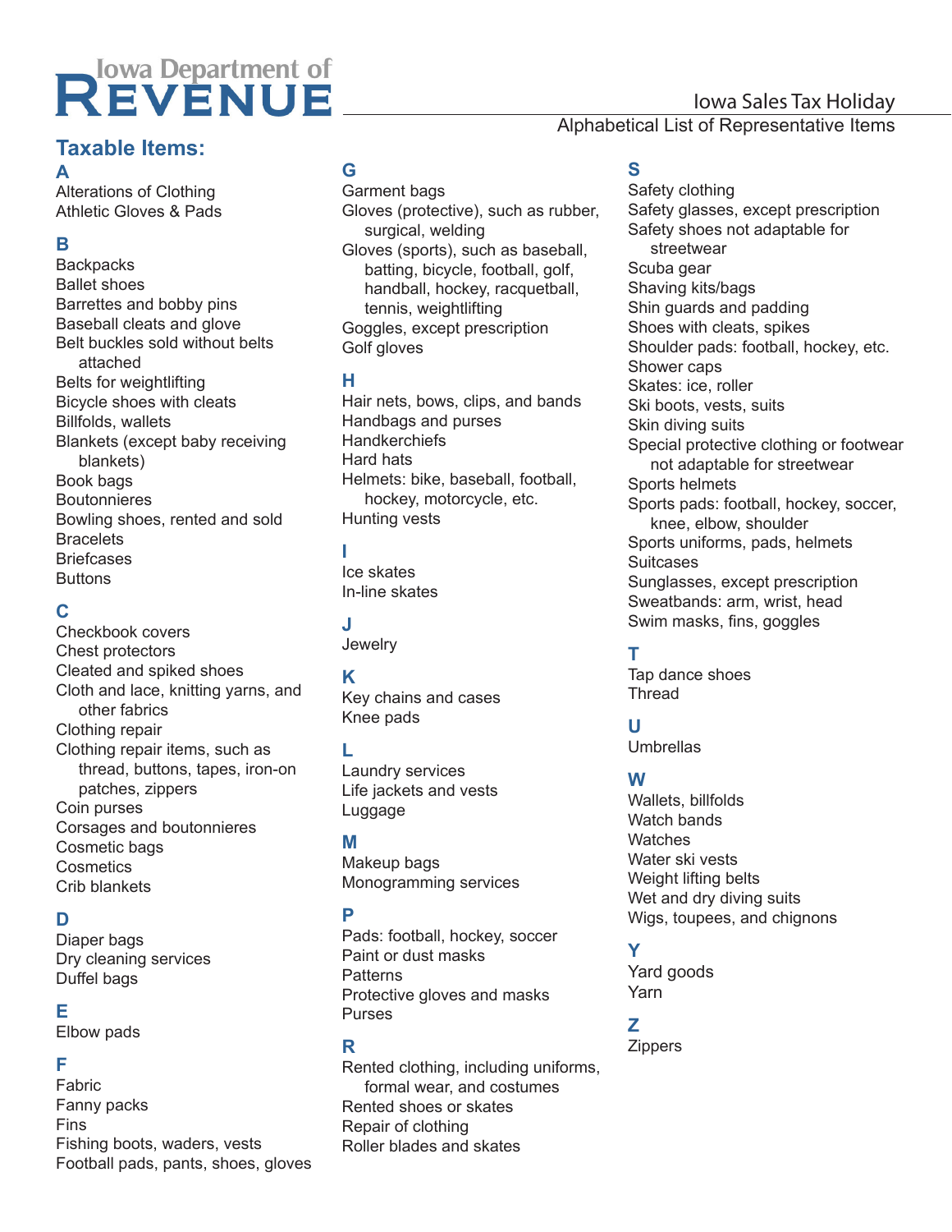# Iowa Department of Revenue

## Iowa Sales Tax Holiday

Alphabetical List of Representative Items

## Taxable Items:

### A

Alterations of Clothing
Athletic Gloves & Pads

### B

Backpacks
Ballet shoes
Barrettes and bobby pins
Baseball cleats and glove
Belt buckles sold without belts attached
Belts for weightlifting
Bicycle shoes with cleats
Billfolds, wallets
Blankets (except baby receiving blankets)
Book bags
Boutonnieres
Bowling shoes, rented and sold
Bracelets
Briefcases
Buttons

### C

Checkbook covers
Chest protectors
Cleated and spiked shoes
Cloth and lace, knitting yarns, and other fabrics
Clothing repair
Clothing repair items, such as thread, buttons, tapes, iron-on patches, zippers
Coin purses
Corsages and boutonnieres
Cosmetic bags
Cosmetics
Crib blankets

### D

Diaper bags
Dry cleaning services
Duffel bags

### E

Elbow pads

### F

Fabric
Fanny packs
Fins
Fishing boots, waders, vests
Football pads, pants, shoes, gloves

### G

Garment bags
Gloves (protective), such as rubber, surgical, welding
Gloves (sports), such as baseball, batting, bicycle, football, golf, handball, hockey, racquetball, tennis, weightlifting
Goggles, except prescription
Golf gloves

### H

Hair nets, bows, clips, and bands
Handbags and purses
Handkerchiefs
Hard hats
Helmets: bike, baseball, football, hockey, motorcycle, etc.
Hunting vests

### I

Ice skates
In-line skates

### J

Jewelry

### K

Key chains and cases
Knee pads

### L

Laundry services
Life jackets and vests
Luggage

### M

Makeup bags
Monogramming services

### P

Pads: football, hockey, soccer
Paint or dust masks
Patterns
Protective gloves and masks
Purses

### R

Rented clothing, including uniforms, formal wear, and costumes
Rented shoes or skates
Repair of clothing
Roller blades and skates

### S

Safety clothing
Safety glasses, except prescription
Safety shoes not adaptable for streetwear
Scuba gear
Shaving kits/bags
Shin guards and padding
Shoes with cleats, spikes
Shoulder pads: football, hockey, etc.
Shower caps
Skates: ice, roller
Ski boots, vests, suits
Skin diving suits
Special protective clothing or footwear not adaptable for streetwear
Sports helmets
Sports pads: football, hockey, soccer, knee, elbow, shoulder
Sports uniforms, pads, helmets
Suitcases
Sunglasses, except prescription
Sweatbands: arm, wrist, head
Swim masks, fins, goggles

### T

Tap dance shoes
Thread

### U

Umbrellas

### W

Wallets, billfolds
Watch bands
Watches
Water ski vests
Weight lifting belts
Wet and dry diving suits
Wigs, toupees, and chignons

### Y

Yard goods
Yarn

### Z

Zippers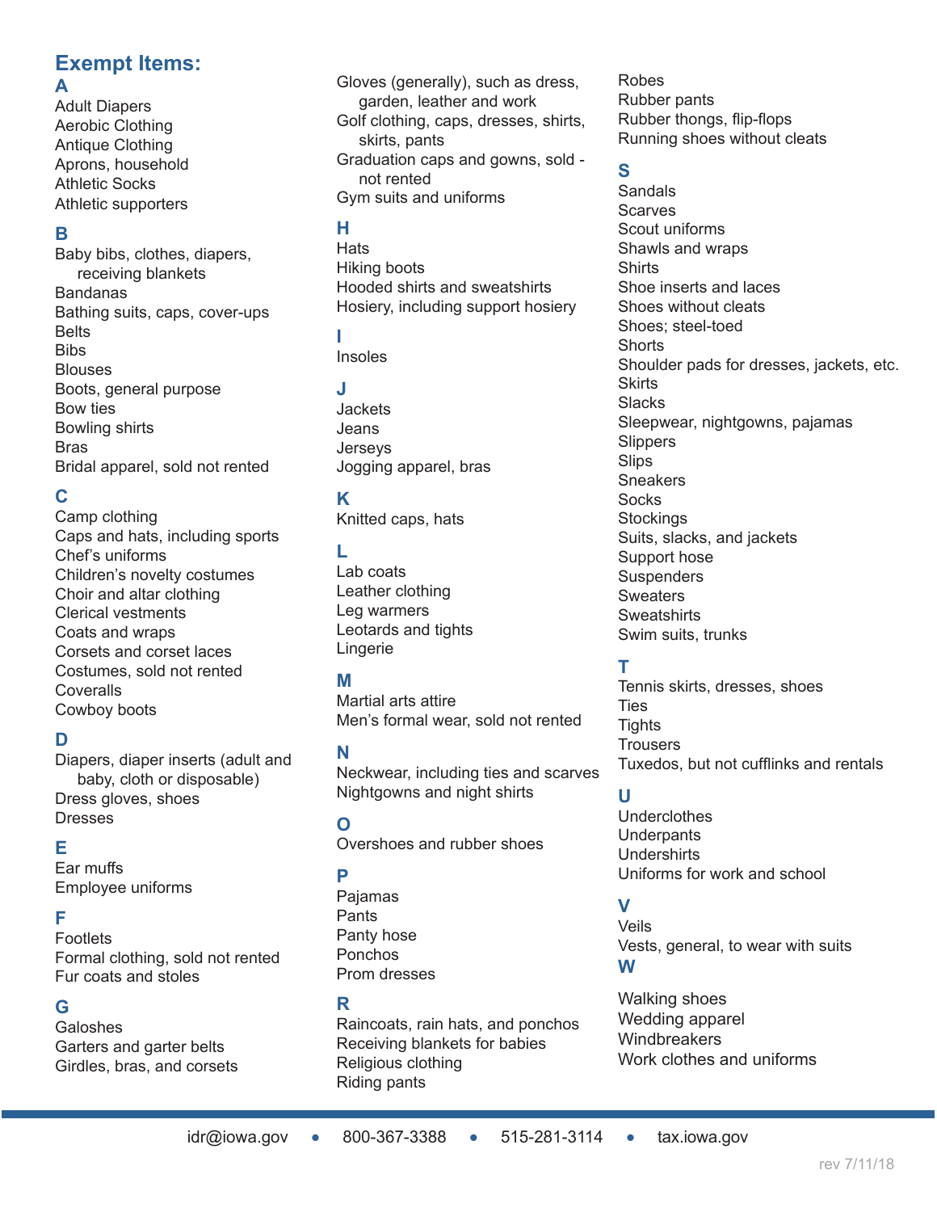## Exempt Items:

### A

Adult Diapers
Aerobic Clothing
Antique Clothing
Aprons, household
Athletic Socks
Athletic supporters

### B

Baby bibs, clothes, diapers, receiving blankets
Bandanas
Bathing suits, caps, cover-ups
Belts
Bibs
Blouses
Boots, general purpose
Bow ties
Bowling shirts
Bras
Bridal apparel, sold not rented

### C

Camp clothing
Caps and hats, including sports
Chef's uniforms
Children's novelty costumes
Choir and altar clothing
Clerical vestments
Coats and wraps
Corsets and corset laces
Costumes, sold not rented
Coveralls
Cowboy boots

### D

Diapers, diaper inserts (adult and baby, cloth or disposable)
Dress gloves, shoes
Dresses

### E

Ear muffs
Employee uniforms

### F

Footlets
Formal clothing, sold not rented
Fur coats and stoles

### G

Galoshes
Garters and garter belts
Girdles, bras, and corsets
Gloves (generally), such as dress, garden, leather and work
Golf clothing, caps, dresses, shirts, skirts, pants
Graduation caps and gowns, sold - not rented
Gym suits and uniforms

### H

Hats
Hiking boots
Hooded shirts and sweatshirts
Hosiery, including support hosiery

### I

Insoles

### J

Jackets
Jeans
Jerseys
Jogging apparel, bras

### K

Knitted caps, hats

### L

Lab coats
Leather clothing
Leg warmers
Leotards and tights
Lingerie

### M

Martial arts attire
Men's formal wear, sold not rented

### N

Neckwear, including ties and scarves
Nightgowns and night shirts

### O

Overshoes and rubber shoes

### P

Pajamas
Pants
Panty hose
Ponchos
Prom dresses

### R

Raincoats, rain hats, and ponchos
Receiving blankets for babies
Religious clothing
Riding pants
Robes
Rubber pants
Rubber thongs, flip-flops
Running shoes without cleats

### S

Sandals
Scarves
Scout uniforms
Shawls and wraps
Shirts
Shoe inserts and laces
Shoes without cleats
Shoes; steel-toed
Shorts
Shoulder pads for dresses, jackets, etc.
Skirts
Slacks
Sleepwear, nightgowns, pajamas
Slippers
Slips
Sneakers
Socks
Stockings
Suits, slacks, and jackets
Support hose
Suspenders
Sweaters
Sweatshirts
Swim suits, trunks

### T

Tennis skirts, dresses, shoes
Ties
Tights
Trousers
Tuxedos, but not cufflinks and rentals

### U

Underclothes
Underpants
Undershirts
Uniforms for work and school

### V

Veils
Vests, general, to wear with suits

### W

Walking shoes
Wedding apparel
Windbreakers
Work clothes and uniforms

idr@iowa.gov • 800-367-3388 • 515-281-3114 • tax.iowa.gov

rev 7/11/18